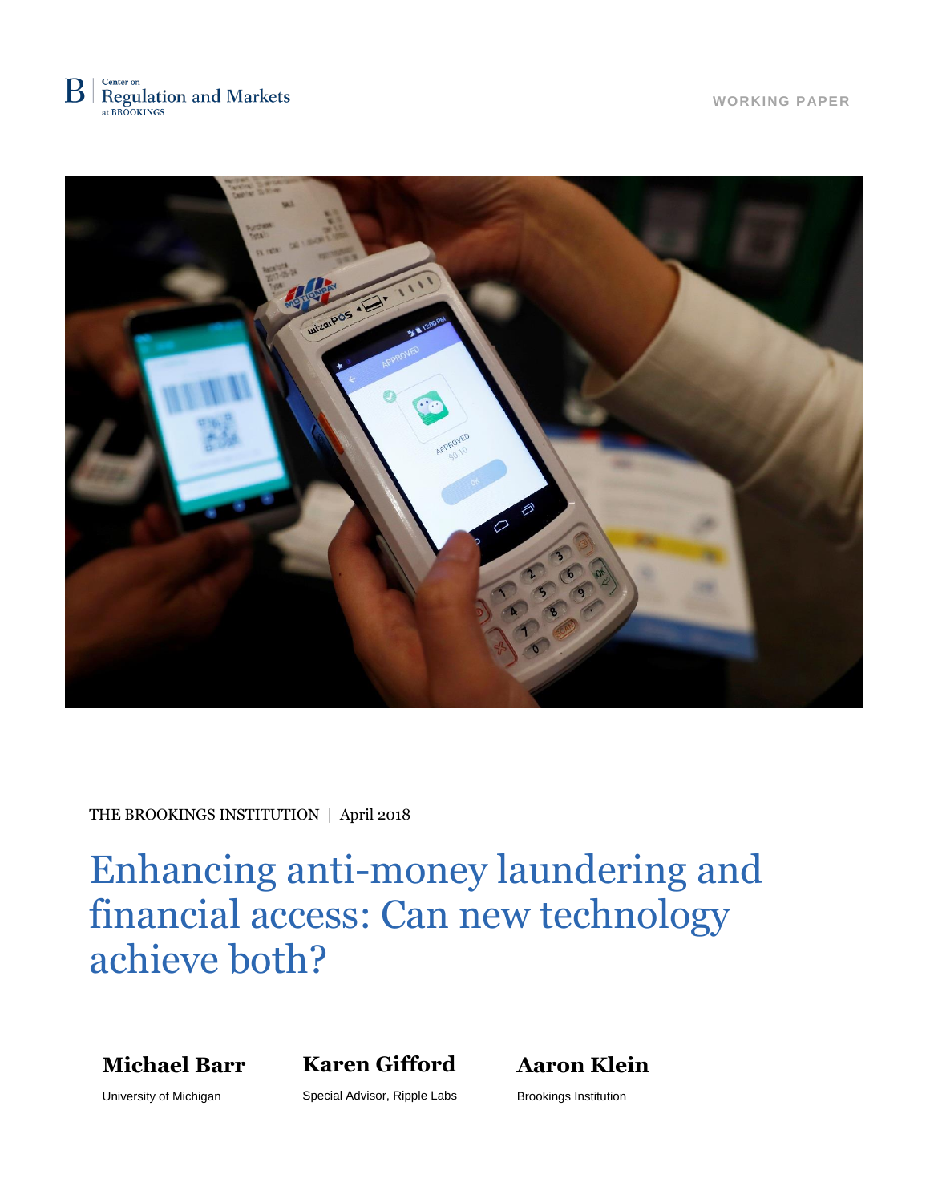Center on Regulation and Markets at BROOKINGS

WORKING PAPER

THE BROOKINGS INSTITUTION | April 2018

# Enhancing anti-money laundering and financial access: Can new technology achieve both?

**Michael Barr**
University of Michigan

**Karen Gifford**
Special Advisor, Ripple Labs

**Aaron Klein**
Brookings Institution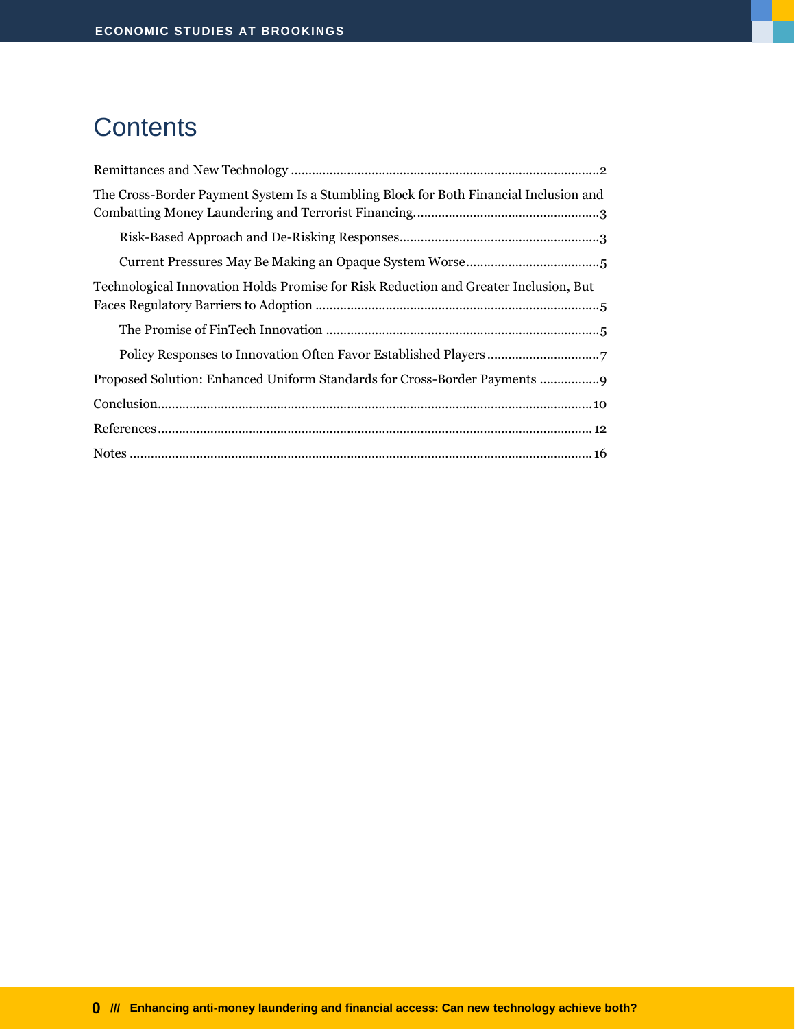# Contents

Remittances and New Technology ........................................................................................2

The Cross-Border Payment System Is a Stumbling Block for Both Financial Inclusion and Combatting Money Laundering and Terrorist Financing. ....................................................3

- Risk-Based Approach and De-Risking Responses.........................................................3
- Current Pressures May Be Making an Opaque System Worse......................................5

Technological Innovation Holds Promise for Risk Reduction and Greater Inclusion, But Faces Regulatory Barriers to Adoption .................................................................................5

- The Promise of FinTech Innovation .............................................................................5
- Policy Responses to Innovation Often Favor Established Players ................................7

Proposed Solution: Enhanced Uniform Standards for Cross-Border Payments .................9

Conclusion.............................................................................................................................10

References.............................................................................................................................12

Notes ....................................................................................................................................16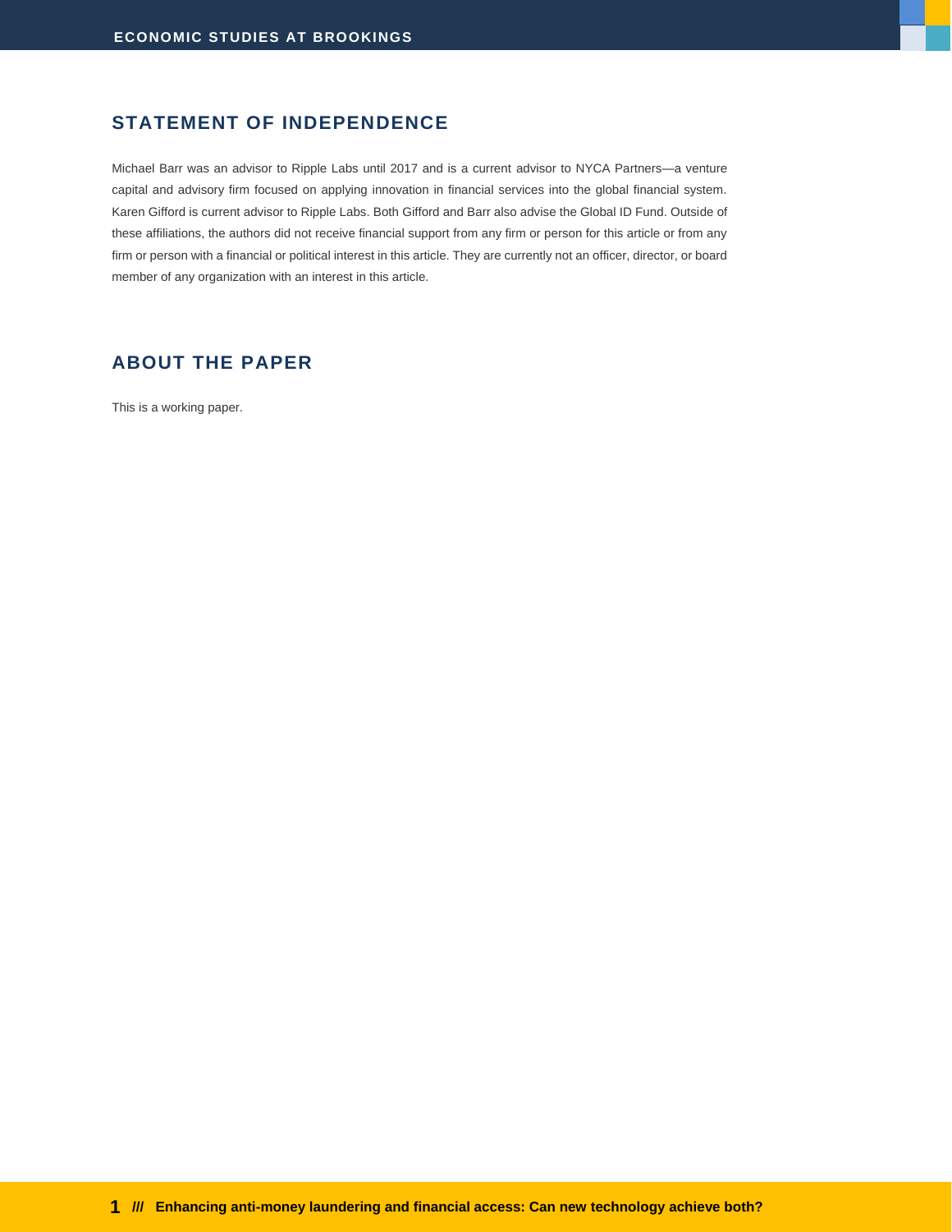## STATEMENT OF INDEPENDENCE

Michael Barr was an advisor to Ripple Labs until 2017 and is a current advisor to NYCA Partners—a venture capital and advisory firm focused on applying innovation in financial services into the global financial system. Karen Gifford is current advisor to Ripple Labs. Both Gifford and Barr also advise the Global ID Fund. Outside of these affiliations, the authors did not receive financial support from any firm or person for this article or from any firm or person with a financial or political interest in this article. They are currently not an officer, director, or board member of any organization with an interest in this article.

## ABOUT THE PAPER

This is a working paper.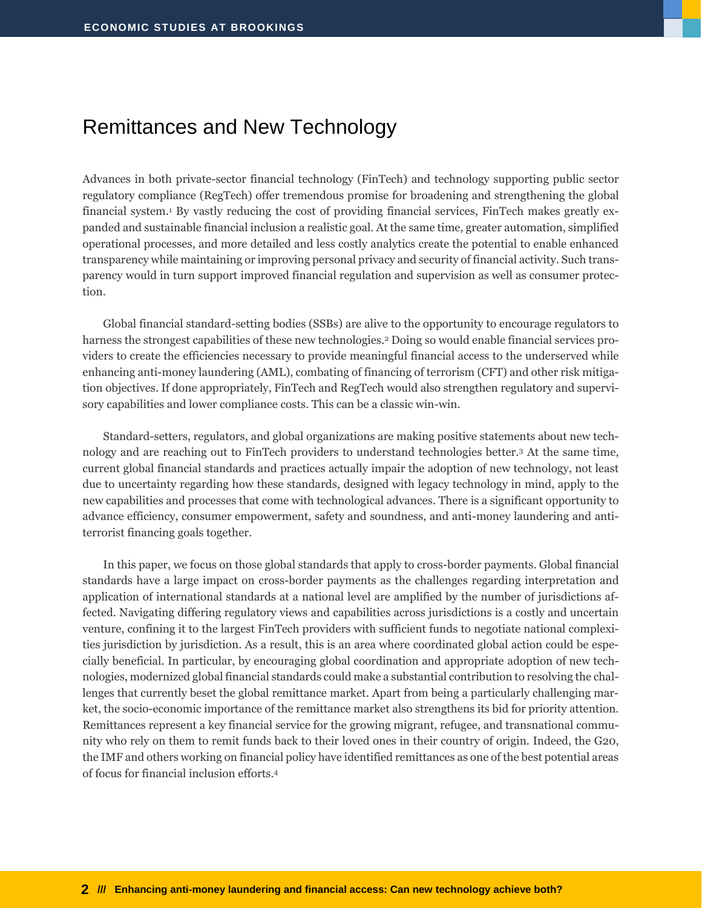# Remittances and New Technology

Advances in both private-sector financial technology (FinTech) and technology supporting public sector regulatory compliance (RegTech) offer tremendous promise for broadening and strengthening the global financial system.[1] By vastly reducing the cost of providing financial services, FinTech makes greatly expanded and sustainable financial inclusion a realistic goal. At the same time, greater automation, simplified operational processes, and more detailed and less costly analytics create the potential to enable enhanced transparency while maintaining or improving personal privacy and security of financial activity. Such transparency would in turn support improved financial regulation and supervision as well as consumer protection.

Global financial standard-setting bodies (SSBs) are alive to the opportunity to encourage regulators to harness the strongest capabilities of these new technologies.[2] Doing so would enable financial services providers to create the efficiencies necessary to provide meaningful financial access to the underserved while enhancing anti-money laundering (AML), combating of financing of terrorism (CFT) and other risk mitigation objectives. If done appropriately, FinTech and RegTech would also strengthen regulatory and supervisory capabilities and lower compliance costs. This can be a classic win-win.

Standard-setters, regulators, and global organizations are making positive statements about new technology and are reaching out to FinTech providers to understand technologies better.[3] At the same time, current global financial standards and practices actually impair the adoption of new technology, not least due to uncertainty regarding how these standards, designed with legacy technology in mind, apply to the new capabilities and processes that come with technological advances. There is a significant opportunity to advance efficiency, consumer empowerment, safety and soundness, and anti-money laundering and anti-terrorist financing goals together.

In this paper, we focus on those global standards that apply to cross-border payments. Global financial standards have a large impact on cross-border payments as the challenges regarding interpretation and application of international standards at a national level are amplified by the number of jurisdictions affected. Navigating differing regulatory views and capabilities across jurisdictions is a costly and uncertain venture, confining it to the largest FinTech providers with sufficient funds to negotiate national complexities jurisdiction by jurisdiction. As a result, this is an area where coordinated global action could be especially beneficial. In particular, by encouraging global coordination and appropriate adoption of new technologies, modernized global financial standards could make a substantial contribution to resolving the challenges that currently beset the global remittance market. Apart from being a particularly challenging market, the socio-economic importance of the remittance market also strengthens its bid for priority attention. Remittances represent a key financial service for the growing migrant, refugee, and transnational community who rely on them to remit funds back to their loved ones in their country of origin. Indeed, the G20, the IMF and others working on financial policy have identified remittances as one of the best potential areas of focus for financial inclusion efforts.[4]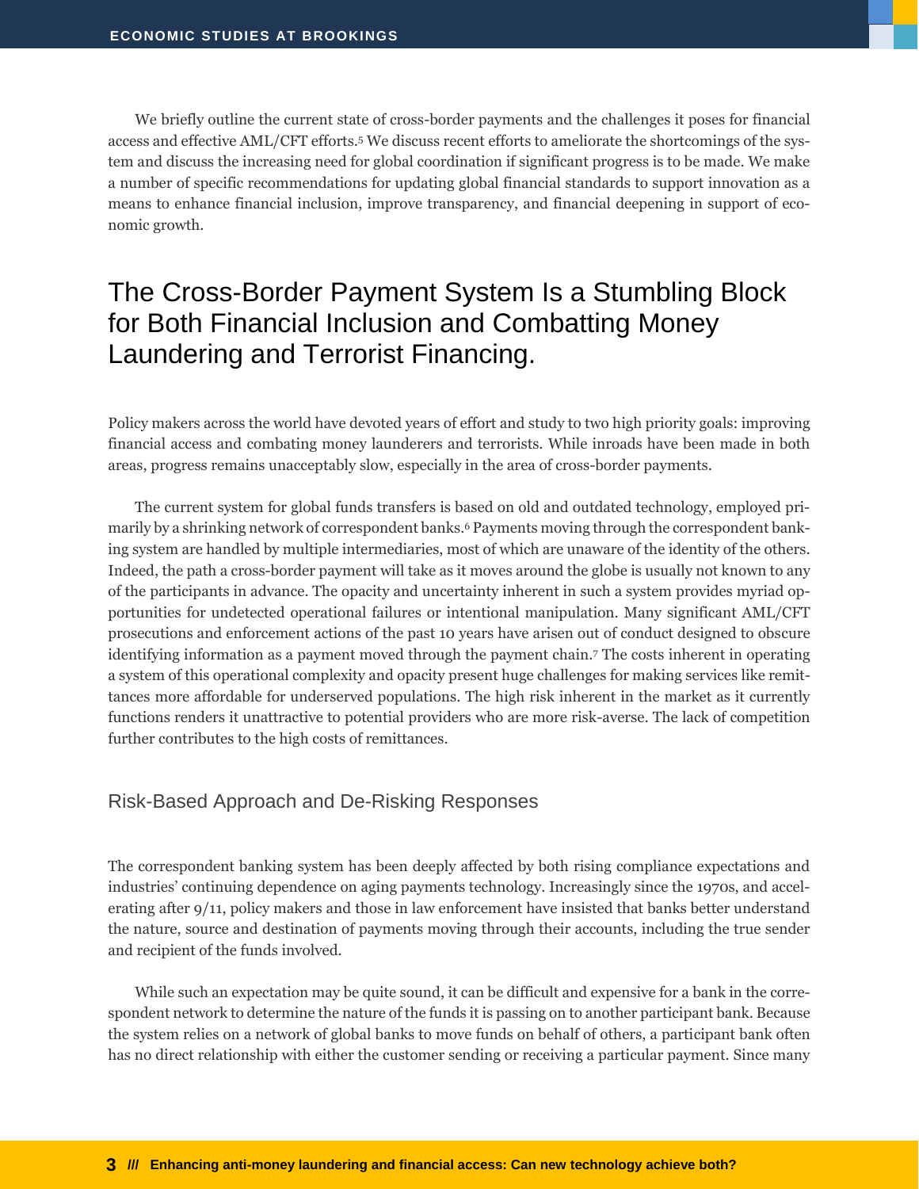We briefly outline the current state of cross-border payments and the challenges it poses for financial access and effective AML/CFT efforts.[5] We discuss recent efforts to ameliorate the shortcomings of the system and discuss the increasing need for global coordination if significant progress is to be made. We make a number of specific recommendations for updating global financial standards to support innovation as a means to enhance financial inclusion, improve transparency, and financial deepening in support of economic growth.

## The Cross-Border Payment System Is a Stumbling Block for Both Financial Inclusion and Combatting Money Laundering and Terrorist Financing.

Policy makers across the world have devoted years of effort and study to two high priority goals: improving financial access and combating money launderers and terrorists. While inroads have been made in both areas, progress remains unacceptably slow, especially in the area of cross-border payments.

The current system for global funds transfers is based on old and outdated technology, employed primarily by a shrinking network of correspondent banks.[6] Payments moving through the correspondent banking system are handled by multiple intermediaries, most of which are unaware of the identity of the others. Indeed, the path a cross-border payment will take as it moves around the globe is usually not known to any of the participants in advance. The opacity and uncertainty inherent in such a system provides myriad opportunities for undetected operational failures or intentional manipulation. Many significant AML/CFT prosecutions and enforcement actions of the past 10 years have arisen out of conduct designed to obscure identifying information as a payment moved through the payment chain.[7] The costs inherent in operating a system of this operational complexity and opacity present huge challenges for making services like remittances more affordable for underserved populations. The high risk inherent in the market as it currently functions renders it unattractive to potential providers who are more risk-averse. The lack of competition further contributes to the high costs of remittances.

### Risk-Based Approach and De-Risking Responses

The correspondent banking system has been deeply affected by both rising compliance expectations and industries' continuing dependence on aging payments technology. Increasingly since the 1970s, and accelerating after 9/11, policy makers and those in law enforcement have insisted that banks better understand the nature, source and destination of payments moving through their accounts, including the true sender and recipient of the funds involved.

While such an expectation may be quite sound, it can be difficult and expensive for a bank in the correspondent network to determine the nature of the funds it is passing on to another participant bank. Because the system relies on a network of global banks to move funds on behalf of others, a participant bank often has no direct relationship with either the customer sending or receiving a particular payment. Since many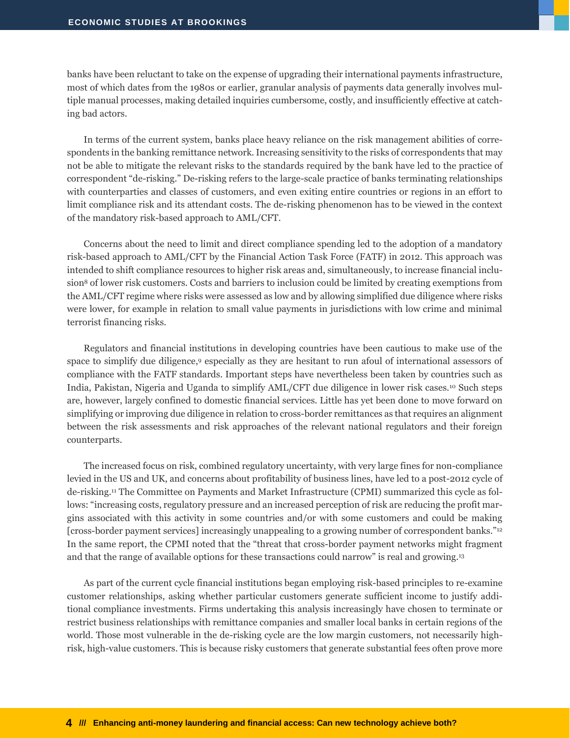banks have been reluctant to take on the expense of upgrading their international payments infrastructure, most of which dates from the 1980s or earlier, granular analysis of payments data generally involves multiple manual processes, making detailed inquiries cumbersome, costly, and insufficiently effective at catching bad actors.

In terms of the current system, banks place heavy reliance on the risk management abilities of correspondents in the banking remittance network. Increasing sensitivity to the risks of correspondents that may not be able to mitigate the relevant risks to the standards required by the bank have led to the practice of correspondent "de-risking." De-risking refers to the large-scale practice of banks terminating relationships with counterparties and classes of customers, and even exiting entire countries or regions in an effort to limit compliance risk and its attendant costs. The de-risking phenomenon has to be viewed in the context of the mandatory risk-based approach to AML/CFT.

Concerns about the need to limit and direct compliance spending led to the adoption of a mandatory risk-based approach to AML/CFT by the Financial Action Task Force (FATF) in 2012. This approach was intended to shift compliance resources to higher risk areas and, simultaneously, to increase financial inclusion[8] of lower risk customers. Costs and barriers to inclusion could be limited by creating exemptions from the AML/CFT regime where risks were assessed as low and by allowing simplified due diligence where risks were lower, for example in relation to small value payments in jurisdictions with low crime and minimal terrorist financing risks.

Regulators and financial institutions in developing countries have been cautious to make use of the space to simplify due diligence,[9] especially as they are hesitant to run afoul of international assessors of compliance with the FATF standards. Important steps have nevertheless been taken by countries such as India, Pakistan, Nigeria and Uganda to simplify AML/CFT due diligence in lower risk cases.[10] Such steps are, however, largely confined to domestic financial services. Little has yet been done to move forward on simplifying or improving due diligence in relation to cross-border remittances as that requires an alignment between the risk assessments and risk approaches of the relevant national regulators and their foreign counterparts.

The increased focus on risk, combined regulatory uncertainty, with very large fines for non-compliance levied in the US and UK, and concerns about profitability of business lines, have led to a post-2012 cycle of de-risking.[11] The Committee on Payments and Market Infrastructure (CPMI) summarized this cycle as follows: "increasing costs, regulatory pressure and an increased perception of risk are reducing the profit margins associated with this activity in some countries and/or with some customers and could be making [cross-border payment services] increasingly unappealing to a growing number of correspondent banks."[12] In the same report, the CPMI noted that the "threat that cross-border payment networks might fragment and that the range of available options for these transactions could narrow" is real and growing.[13]

As part of the current cycle financial institutions began employing risk-based principles to re-examine customer relationships, asking whether particular customers generate sufficient income to justify additional compliance investments. Firms undertaking this analysis increasingly have chosen to terminate or restrict business relationships with remittance companies and smaller local banks in certain regions of the world. Those most vulnerable in the de-risking cycle are the low margin customers, not necessarily high-risk, high-value customers. This is because risky customers that generate substantial fees often prove more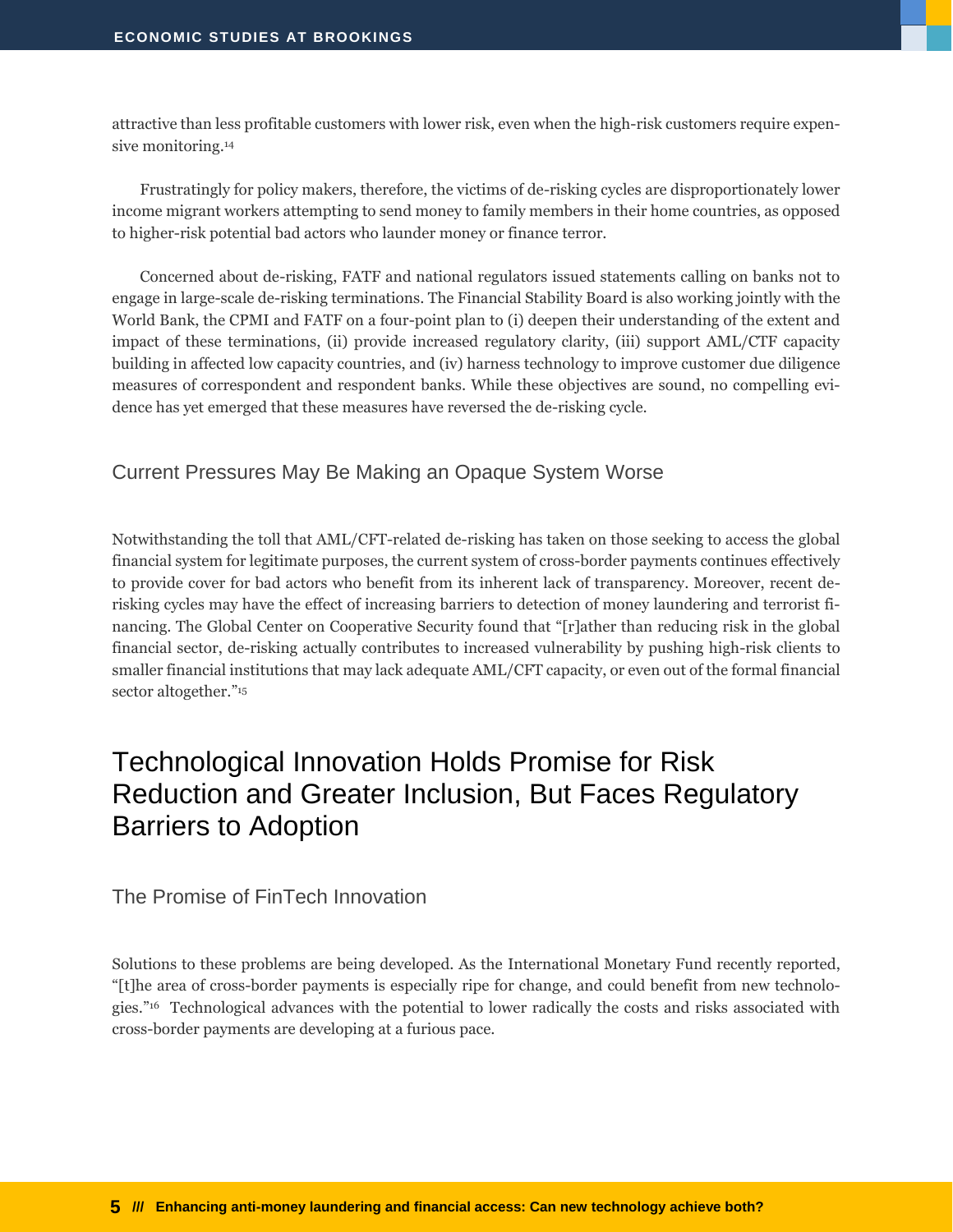attractive than less profitable customers with lower risk, even when the high-risk customers require expensive monitoring.[14]

Frustratingly for policy makers, therefore, the victims of de-risking cycles are disproportionately lower income migrant workers attempting to send money to family members in their home countries, as opposed to higher-risk potential bad actors who launder money or finance terror.

Concerned about de-risking, FATF and national regulators issued statements calling on banks not to engage in large-scale de-risking terminations. The Financial Stability Board is also working jointly with the World Bank, the CPMI and FATF on a four-point plan to (i) deepen their understanding of the extent and impact of these terminations, (ii) provide increased regulatory clarity, (iii) support AML/CTF capacity building in affected low capacity countries, and (iv) harness technology to improve customer due diligence measures of correspondent and respondent banks. While these objectives are sound, no compelling evidence has yet emerged that these measures have reversed the de-risking cycle.

### Current Pressures May Be Making an Opaque System Worse

Notwithstanding the toll that AML/CFT-related de-risking has taken on those seeking to access the global financial system for legitimate purposes, the current system of cross-border payments continues effectively to provide cover for bad actors who benefit from its inherent lack of transparency. Moreover, recent de-risking cycles may have the effect of increasing barriers to detection of money laundering and terrorist financing. The Global Center on Cooperative Security found that "[r]ather than reducing risk in the global financial sector, de-risking actually contributes to increased vulnerability by pushing high-risk clients to smaller financial institutions that may lack adequate AML/CFT capacity, or even out of the formal financial sector altogether."[15]

## Technological Innovation Holds Promise for Risk Reduction and Greater Inclusion, But Faces Regulatory Barriers to Adoption

### The Promise of FinTech Innovation

Solutions to these problems are being developed. As the International Monetary Fund recently reported, "[t]he area of cross-border payments is especially ripe for change, and could benefit from new technologies."[16] Technological advances with the potential to lower radically the costs and risks associated with cross-border payments are developing at a furious pace.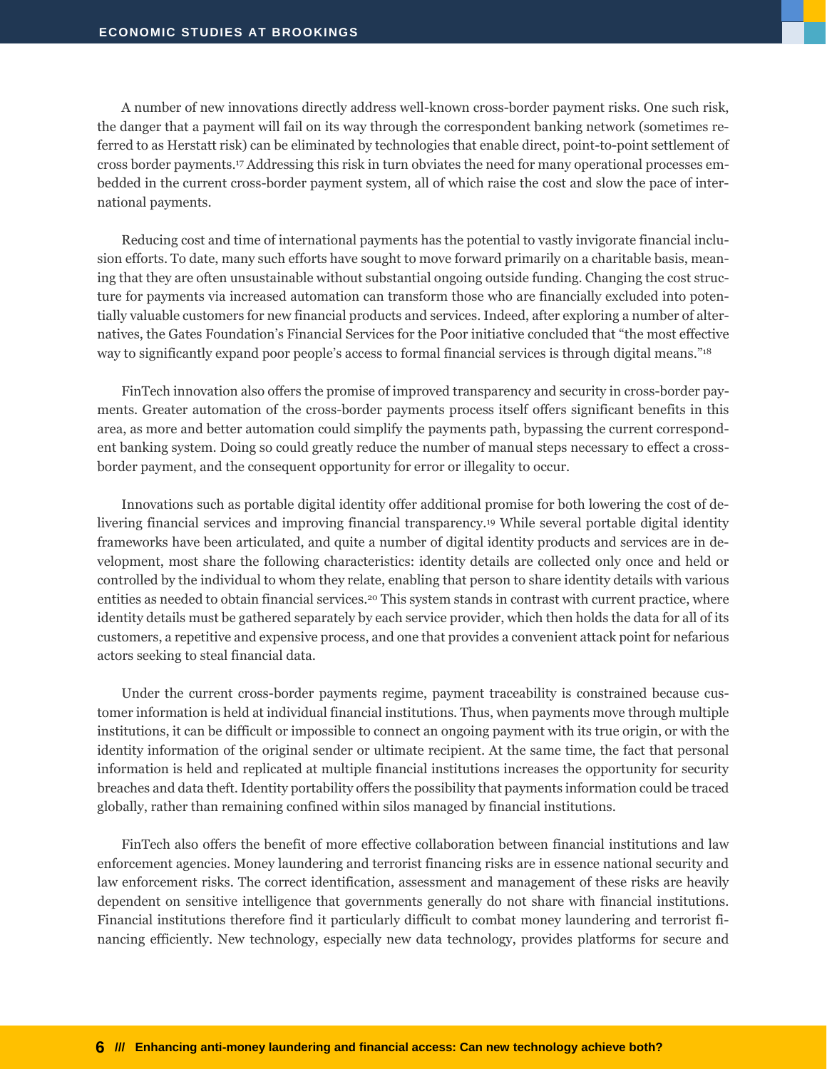A number of new innovations directly address well-known cross-border payment risks. One such risk, the danger that a payment will fail on its way through the correspondent banking network (sometimes referred to as Herstatt risk) can be eliminated by technologies that enable direct, point-to-point settlement of cross border payments.[17] Addressing this risk in turn obviates the need for many operational processes embedded in the current cross-border payment system, all of which raise the cost and slow the pace of international payments.

Reducing cost and time of international payments has the potential to vastly invigorate financial inclusion efforts. To date, many such efforts have sought to move forward primarily on a charitable basis, meaning that they are often unsustainable without substantial ongoing outside funding. Changing the cost structure for payments via increased automation can transform those who are financially excluded into potentially valuable customers for new financial products and services. Indeed, after exploring a number of alternatives, the Gates Foundation's Financial Services for the Poor initiative concluded that "the most effective way to significantly expand poor people's access to formal financial services is through digital means."[18]

FinTech innovation also offers the promise of improved transparency and security in cross-border payments. Greater automation of the cross-border payments process itself offers significant benefits in this area, as more and better automation could simplify the payments path, bypassing the current correspondent banking system. Doing so could greatly reduce the number of manual steps necessary to effect a cross-border payment, and the consequent opportunity for error or illegality to occur.

Innovations such as portable digital identity offer additional promise for both lowering the cost of delivering financial services and improving financial transparency.[19] While several portable digital identity frameworks have been articulated, and quite a number of digital identity products and services are in development, most share the following characteristics: identity details are collected only once and held or controlled by the individual to whom they relate, enabling that person to share identity details with various entities as needed to obtain financial services.[20] This system stands in contrast with current practice, where identity details must be gathered separately by each service provider, which then holds the data for all of its customers, a repetitive and expensive process, and one that provides a convenient attack point for nefarious actors seeking to steal financial data.

Under the current cross-border payments regime, payment traceability is constrained because customer information is held at individual financial institutions. Thus, when payments move through multiple institutions, it can be difficult or impossible to connect an ongoing payment with its true origin, or with the identity information of the original sender or ultimate recipient. At the same time, the fact that personal information is held and replicated at multiple financial institutions increases the opportunity for security breaches and data theft. Identity portability offers the possibility that payments information could be traced globally, rather than remaining confined within silos managed by financial institutions.

FinTech also offers the benefit of more effective collaboration between financial institutions and law enforcement agencies. Money laundering and terrorist financing risks are in essence national security and law enforcement risks. The correct identification, assessment and management of these risks are heavily dependent on sensitive intelligence that governments generally do not share with financial institutions. Financial institutions therefore find it particularly difficult to combat money laundering and terrorist financing efficiently. New technology, especially new data technology, provides platforms for secure and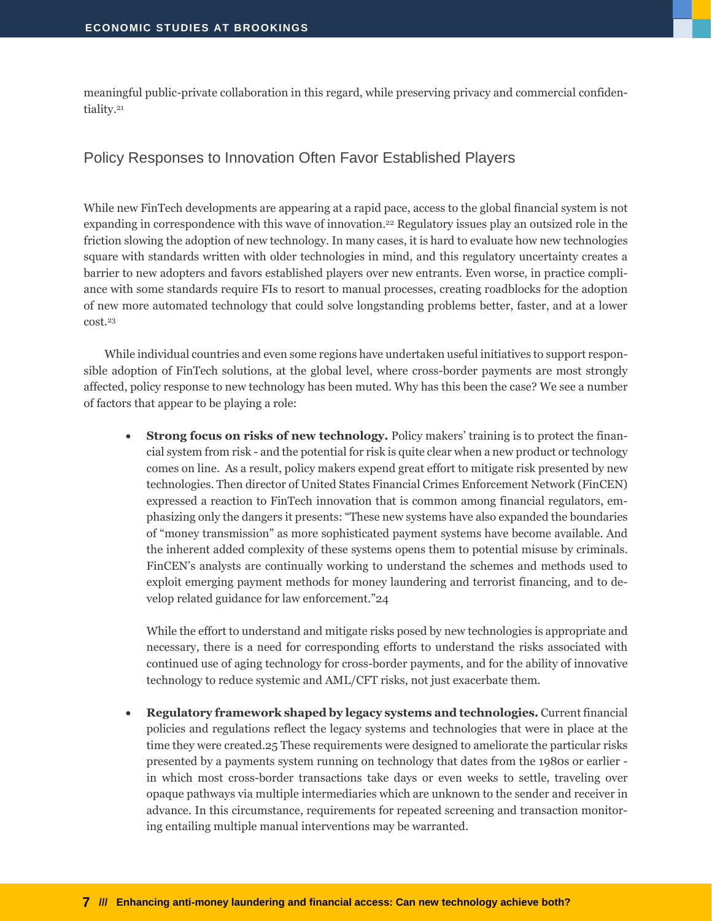meaningful public-private collaboration in this regard, while preserving privacy and commercial confidentiality.[21]

## Policy Responses to Innovation Often Favor Established Players

While new FinTech developments are appearing at a rapid pace, access to the global financial system is not expanding in correspondence with this wave of innovation.[22] Regulatory issues play an outsized role in the friction slowing the adoption of new technology. In many cases, it is hard to evaluate how new technologies square with standards written with older technologies in mind, and this regulatory uncertainty creates a barrier to new adopters and favors established players over new entrants. Even worse, in practice compliance with some standards require FIs to resort to manual processes, creating roadblocks for the adoption of new more automated technology that could solve longstanding problems better, faster, and at a lower cost.[23]

While individual countries and even some regions have undertaken useful initiatives to support responsible adoption of FinTech solutions, at the global level, where cross-border payments are most strongly affected, policy response to new technology has been muted. Why has this been the case? We see a number of factors that appear to be playing a role:

- **Strong focus on risks of new technology.** Policy makers' training is to protect the financial system from risk - and the potential for risk is quite clear when a new product or technology comes on line. As a result, policy makers expend great effort to mitigate risk presented by new technologies. Then director of United States Financial Crimes Enforcement Network (FinCEN) expressed a reaction to FinTech innovation that is common among financial regulators, emphasizing only the dangers it presents: "These new systems have also expanded the boundaries of "money transmission" as more sophisticated payment systems have become available. And the inherent added complexity of these systems opens them to potential misuse by criminals. FinCEN's analysts are continually working to understand the schemes and methods used to exploit emerging payment methods for money laundering and terrorist financing, and to develop related guidance for law enforcement."[24]

  While the effort to understand and mitigate risks posed by new technologies is appropriate and necessary, there is a need for corresponding efforts to understand the risks associated with continued use of aging technology for cross-border payments, and for the ability of innovative technology to reduce systemic and AML/CFT risks, not just exacerbate them.

- **Regulatory framework shaped by legacy systems and technologies.** Current financial policies and regulations reflect the legacy systems and technologies that were in place at the time they were created.[25] These requirements were designed to ameliorate the particular risks presented by a payments system running on technology that dates from the 1980s or earlier - in which most cross-border transactions take days or even weeks to settle, traveling over opaque pathways via multiple intermediaries which are unknown to the sender and receiver in advance. In this circumstance, requirements for repeated screening and transaction monitoring entailing multiple manual interventions may be warranted.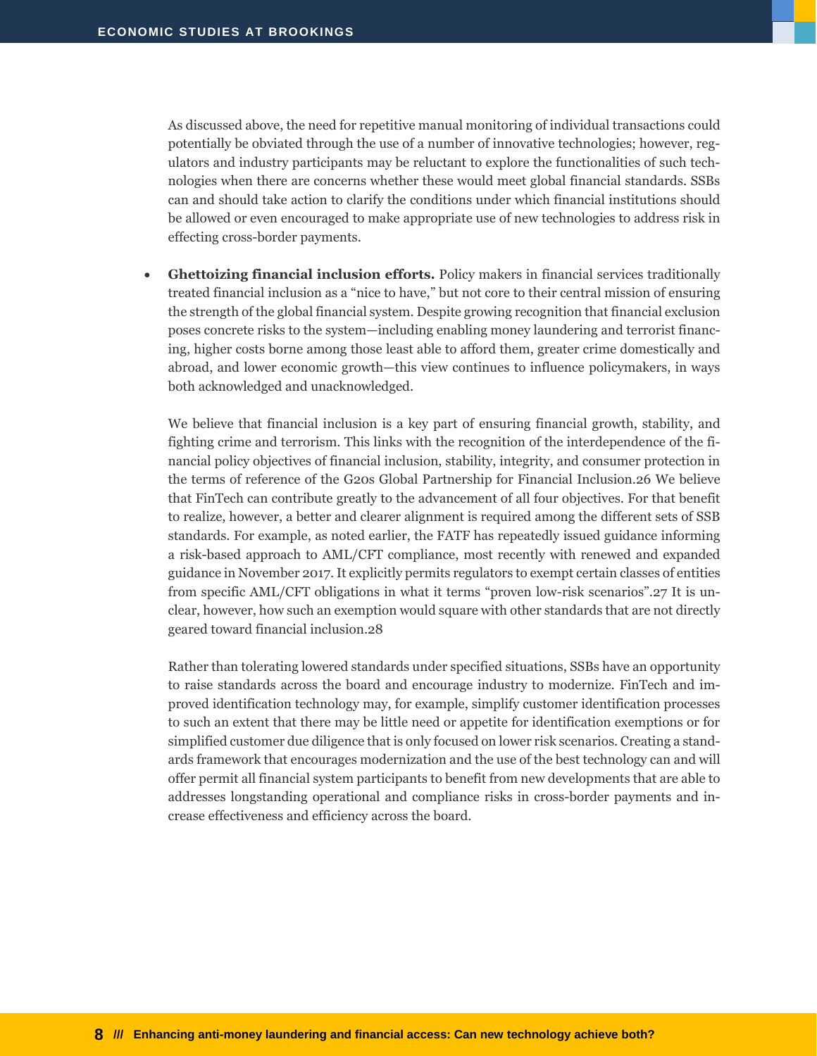As discussed above, the need for repetitive manual monitoring of individual transactions could potentially be obviated through the use of a number of innovative technologies; however, regulators and industry participants may be reluctant to explore the functionalities of such technologies when there are concerns whether these would meet global financial standards. SSBs can and should take action to clarify the conditions under which financial institutions should be allowed or even encouraged to make appropriate use of new technologies to address risk in effecting cross-border payments.

- **Ghettoizing financial inclusion efforts.** Policy makers in financial services traditionally treated financial inclusion as a "nice to have," but not core to their central mission of ensuring the strength of the global financial system. Despite growing recognition that financial exclusion poses concrete risks to the system—including enabling money laundering and terrorist financing, higher costs borne among those least able to afford them, greater crime domestically and abroad, and lower economic growth—this view continues to influence policymakers, in ways both acknowledged and unacknowledged.

  We believe that financial inclusion is a key part of ensuring financial growth, stability, and fighting crime and terrorism. This links with the recognition of the interdependence of the financial policy objectives of financial inclusion, stability, integrity, and consumer protection in the terms of reference of the G20s Global Partnership for Financial Inclusion.26 We believe that FinTech can contribute greatly to the advancement of all four objectives. For that benefit to realize, however, a better and clearer alignment is required among the different sets of SSB standards. For example, as noted earlier, the FATF has repeatedly issued guidance informing a risk-based approach to AML/CFT compliance, most recently with renewed and expanded guidance in November 2017. It explicitly permits regulators to exempt certain classes of entities from specific AML/CFT obligations in what it terms "proven low-risk scenarios".27 It is unclear, however, how such an exemption would square with other standards that are not directly geared toward financial inclusion.28

  Rather than tolerating lowered standards under specified situations, SSBs have an opportunity to raise standards across the board and encourage industry to modernize. FinTech and improved identification technology may, for example, simplify customer identification processes to such an extent that there may be little need or appetite for identification exemptions or for simplified customer due diligence that is only focused on lower risk scenarios. Creating a standards framework that encourages modernization and the use of the best technology can and will offer permit all financial system participants to benefit from new developments that are able to addresses longstanding operational and compliance risks in cross-border payments and increase effectiveness and efficiency across the board.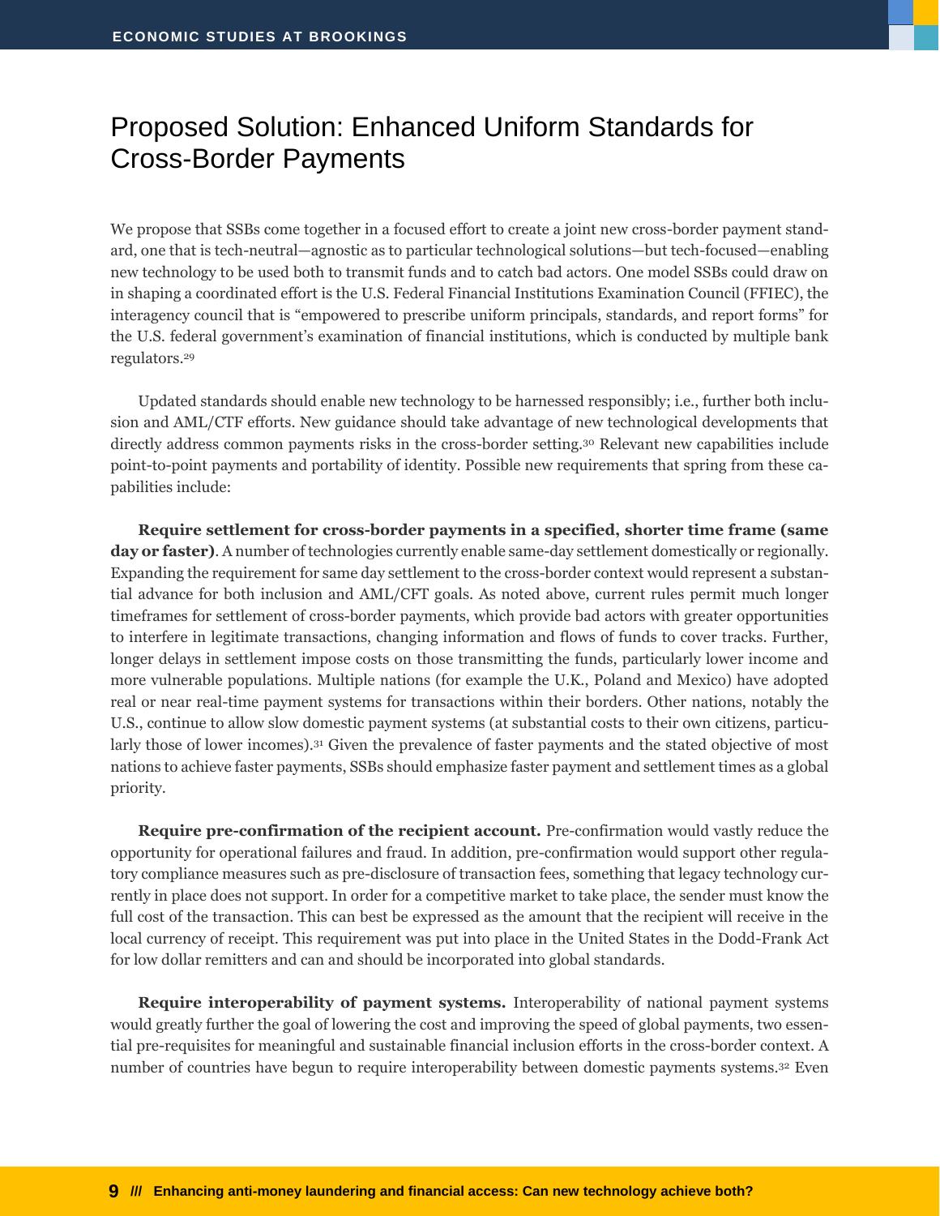# Proposed Solution: Enhanced Uniform Standards for Cross-Border Payments

We propose that SSBs come together in a focused effort to create a joint new cross-border payment standard, one that is tech-neutral—agnostic as to particular technological solutions—but tech-focused—enabling new technology to be used both to transmit funds and to catch bad actors. One model SSBs could draw on in shaping a coordinated effort is the U.S. Federal Financial Institutions Examination Council (FFIEC), the interagency council that is "empowered to prescribe uniform principals, standards, and report forms" for the U.S. federal government's examination of financial institutions, which is conducted by multiple bank regulators.[29]

Updated standards should enable new technology to be harnessed responsibly; i.e., further both inclusion and AML/CTF efforts. New guidance should take advantage of new technological developments that directly address common payments risks in the cross-border setting.[30] Relevant new capabilities include point-to-point payments and portability of identity. Possible new requirements that spring from these capabilities include:

**Require settlement for cross-border payments in a specified, shorter time frame (same day or faster)**. A number of technologies currently enable same-day settlement domestically or regionally. Expanding the requirement for same day settlement to the cross-border context would represent a substantial advance for both inclusion and AML/CFT goals. As noted above, current rules permit much longer timeframes for settlement of cross-border payments, which provide bad actors with greater opportunities to interfere in legitimate transactions, changing information and flows of funds to cover tracks. Further, longer delays in settlement impose costs on those transmitting the funds, particularly lower income and more vulnerable populations. Multiple nations (for example the U.K., Poland and Mexico) have adopted real or near real-time payment systems for transactions within their borders. Other nations, notably the U.S., continue to allow slow domestic payment systems (at substantial costs to their own citizens, particularly those of lower incomes).[31] Given the prevalence of faster payments and the stated objective of most nations to achieve faster payments, SSBs should emphasize faster payment and settlement times as a global priority.

**Require pre-confirmation of the recipient account.** Pre-confirmation would vastly reduce the opportunity for operational failures and fraud. In addition, pre-confirmation would support other regulatory compliance measures such as pre-disclosure of transaction fees, something that legacy technology currently in place does not support. In order for a competitive market to take place, the sender must know the full cost of the transaction. This can best be expressed as the amount that the recipient will receive in the local currency of receipt. This requirement was put into place in the United States in the Dodd-Frank Act for low dollar remitters and can and should be incorporated into global standards.

**Require interoperability of payment systems.** Interoperability of national payment systems would greatly further the goal of lowering the cost and improving the speed of global payments, two essential pre-requisites for meaningful and sustainable financial inclusion efforts in the cross-border context. A number of countries have begun to require interoperability between domestic payments systems.[32] Even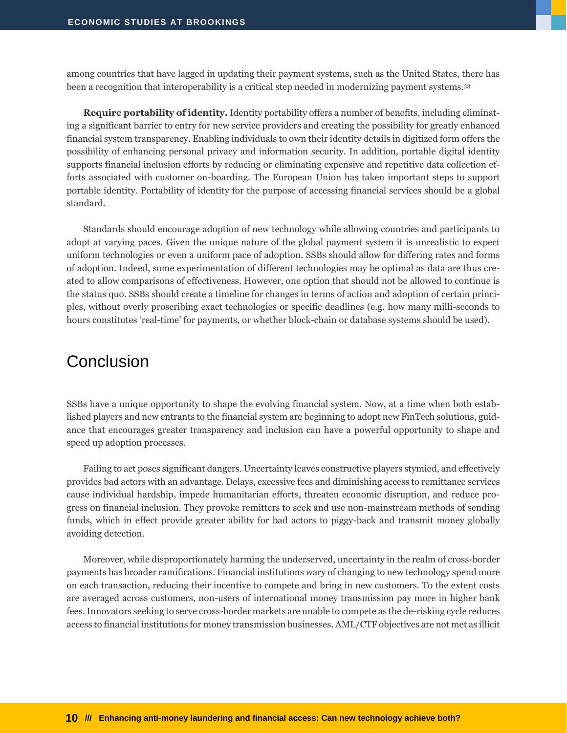among countries that have lagged in updating their payment systems, such as the United States, there has been a recognition that interoperability is a critical step needed in modernizing payment systems.[33]

**Require portability of identity.** Identity portability offers a number of benefits, including eliminating a significant barrier to entry for new service providers and creating the possibility for greatly enhanced financial system transparency. Enabling individuals to own their identity details in digitized form offers the possibility of enhancing personal privacy and information security. In addition, portable digital identity supports financial inclusion efforts by reducing or eliminating expensive and repetitive data collection efforts associated with customer on-boarding. The European Union has taken important steps to support portable identity. Portability of identity for the purpose of accessing financial services should be a global standard.

Standards should encourage adoption of new technology while allowing countries and participants to adopt at varying paces. Given the unique nature of the global payment system it is unrealistic to expect uniform technologies or even a uniform pace of adoption. SSBs should allow for differing rates and forms of adoption. Indeed, some experimentation of different technologies may be optimal as data are thus created to allow comparisons of effectiveness. However, one option that should not be allowed to continue is the status quo. SSBs should create a timeline for changes in terms of action and adoption of certain principles, without overly proscribing exact technologies or specific deadlines (e.g. how many milli-seconds to hours constitutes 'real-time' for payments, or whether block-chain or database systems should be used).

## Conclusion

SSBs have a unique opportunity to shape the evolving financial system. Now, at a time when both established players and new entrants to the financial system are beginning to adopt new FinTech solutions, guidance that encourages greater transparency and inclusion can have a powerful opportunity to shape and speed up adoption processes.

Failing to act poses significant dangers. Uncertainty leaves constructive players stymied, and effectively provides bad actors with an advantage. Delays, excessive fees and diminishing access to remittance services cause individual hardship, impede humanitarian efforts, threaten economic disruption, and reduce progress on financial inclusion. They provoke remitters to seek and use non-mainstream methods of sending funds, which in effect provide greater ability for bad actors to piggy-back and transmit money globally avoiding detection.

Moreover, while disproportionately harming the underserved, uncertainty in the realm of cross-border payments has broader ramifications. Financial institutions wary of changing to new technology spend more on each transaction, reducing their incentive to compete and bring in new customers. To the extent costs are averaged across customers, non-users of international money transmission pay more in higher bank fees. Innovators seeking to serve cross-border markets are unable to compete as the de-risking cycle reduces access to financial institutions for money transmission businesses. AML/CTF objectives are not met as illicit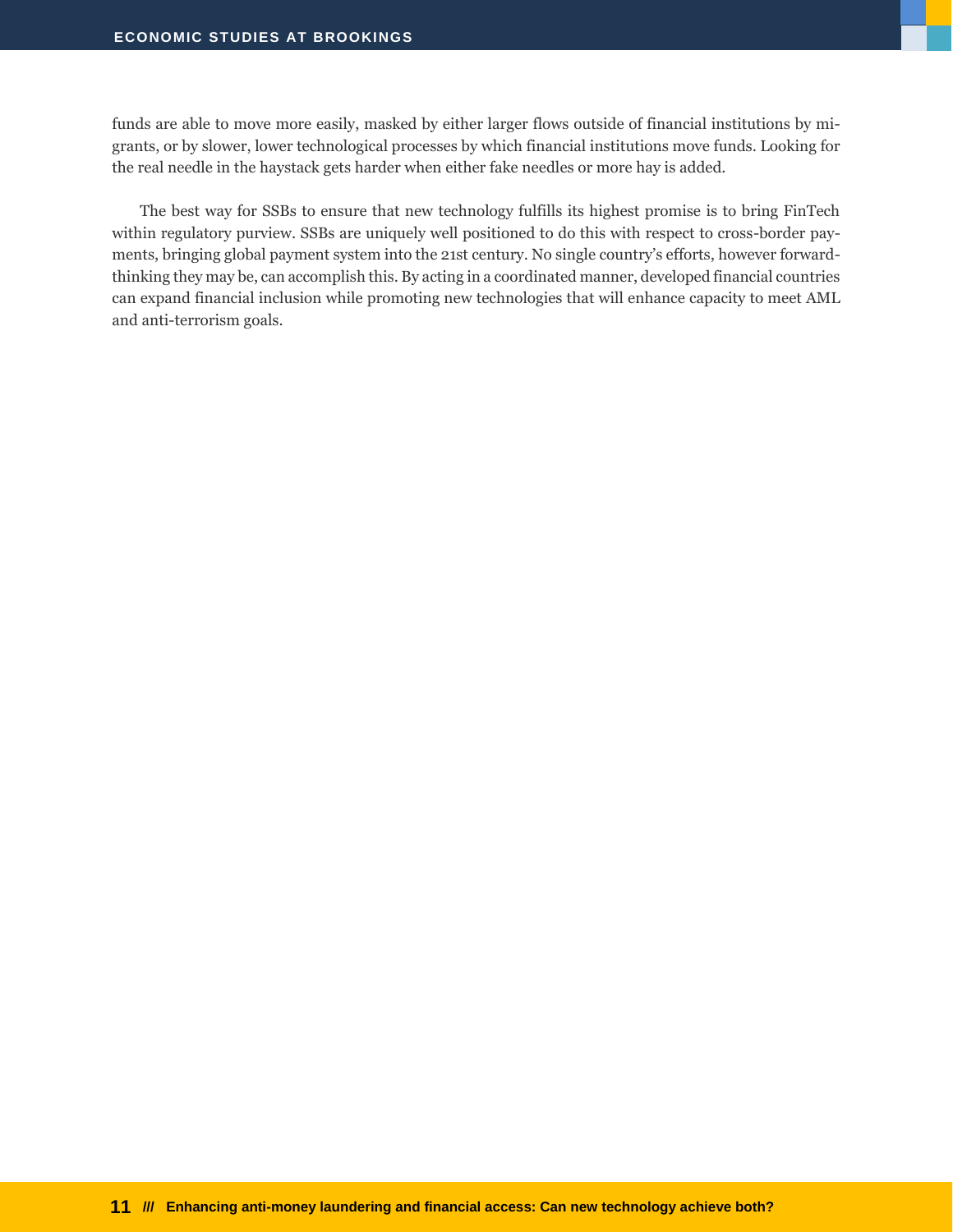funds are able to move more easily, masked by either larger flows outside of financial institutions by migrants, or by slower, lower technological processes by which financial institutions move funds. Looking for the real needle in the haystack gets harder when either fake needles or more hay is added.

The best way for SSBs to ensure that new technology fulfills its highest promise is to bring FinTech within regulatory purview. SSBs are uniquely well positioned to do this with respect to cross-border payments, bringing global payment system into the 21st century. No single country's efforts, however forward-thinking they may be, can accomplish this. By acting in a coordinated manner, developed financial countries can expand financial inclusion while promoting new technologies that will enhance capacity to meet AML and anti-terrorism goals.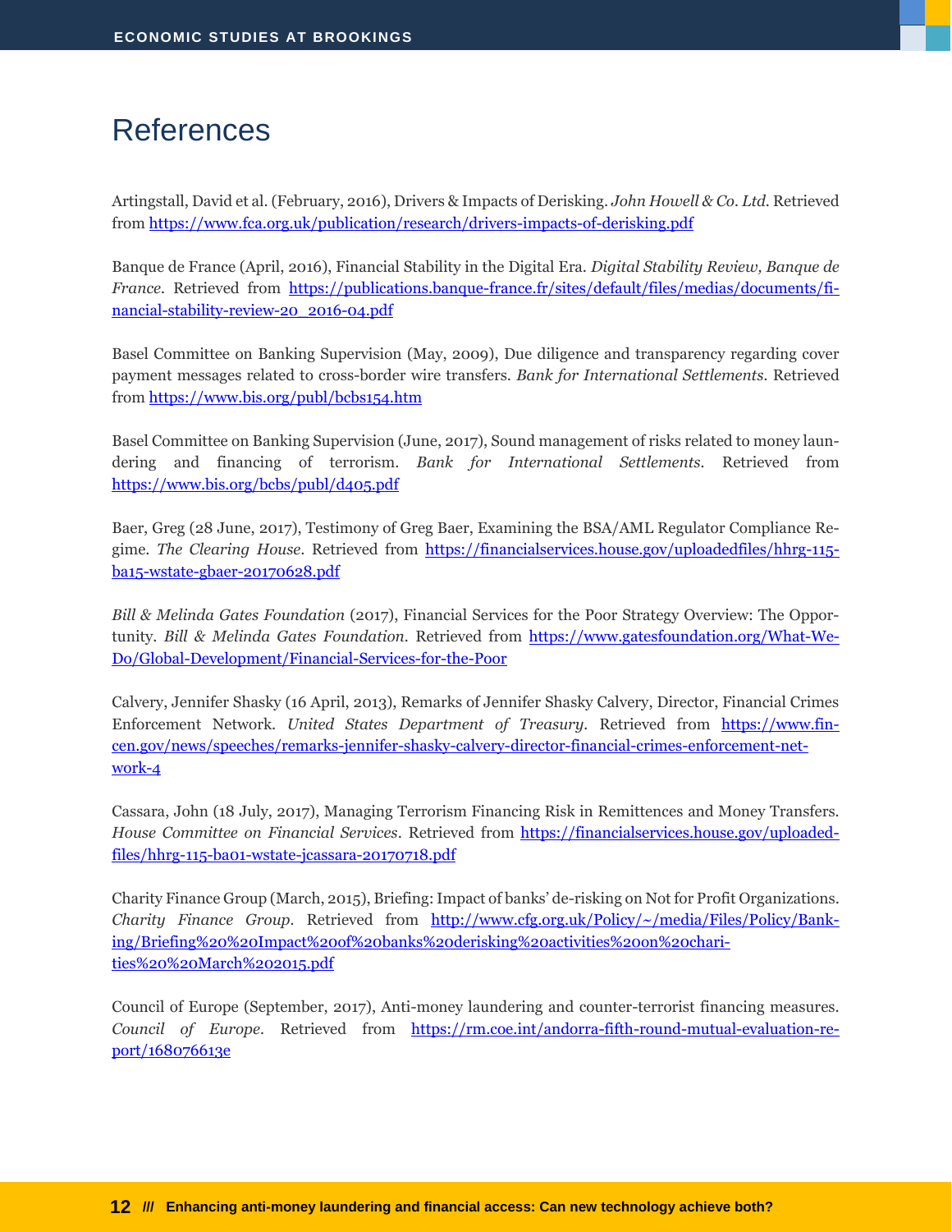# References

Artingstall, David et al. (February, 2016), Drivers & Impacts of Derisking. *John Howell & Co. Ltd*. Retrieved from https://www.fca.org.uk/publication/research/drivers-impacts-of-derisking.pdf

Banque de France (April, 2016), Financial Stability in the Digital Era. *Digital Stability Review, Banque de France*. Retrieved from https://publications.banque-france.fr/sites/default/files/medias/documents/financial-stability-review-20_2016-04.pdf

Basel Committee on Banking Supervision (May, 2009), Due diligence and transparency regarding cover payment messages related to cross-border wire transfers. *Bank for International Settlements*. Retrieved from https://www.bis.org/publ/bcbs154.htm

Basel Committee on Banking Supervision (June, 2017), Sound management of risks related to money laundering and financing of terrorism. *Bank for International Settlements*. Retrieved from https://www.bis.org/bcbs/publ/d405.pdf

Baer, Greg (28 June, 2017), Testimony of Greg Baer, Examining the BSA/AML Regulator Compliance Regime. *The Clearing House*. Retrieved from https://financialservices.house.gov/uploadedfiles/hhrg-115-ba15-wstate-gbaer-20170628.pdf

*Bill & Melinda Gates Foundation* (2017), Financial Services for the Poor Strategy Overview: The Opportunity. *Bill & Melinda Gates Foundation*. Retrieved from https://www.gatesfoundation.org/What-We-Do/Global-Development/Financial-Services-for-the-Poor

Calvery, Jennifer Shasky (16 April, 2013), Remarks of Jennifer Shasky Calvery, Director, Financial Crimes Enforcement Network. *United States Department of Treasury*. Retrieved from https://www.fincen.gov/news/speeches/remarks-jennifer-shasky-calvery-director-financial-crimes-enforcement-network-4

Cassara, John (18 July, 2017), Managing Terrorism Financing Risk in Remittences and Money Transfers. *House Committee on Financial Services*. Retrieved from https://financialservices.house.gov/uploadedfiles/hhrg-115-ba01-wstate-jcassara-20170718.pdf

Charity Finance Group (March, 2015), Briefing: Impact of banks' de-risking on Not for Profit Organizations. *Charity Finance Group*. Retrieved from http://www.cfg.org.uk/Policy/~/media/Files/Policy/Banking/Briefing%20%20Impact%20of%20banks%20derisking%20activities%20on%20charities%20%20March%202015.pdf

Council of Europe (September, 2017), Anti-money laundering and counter-terrorist financing measures. *Council of Europe*. Retrieved from https://rm.coe.int/andorra-fifth-round-mutual-evaluation-report/168076613e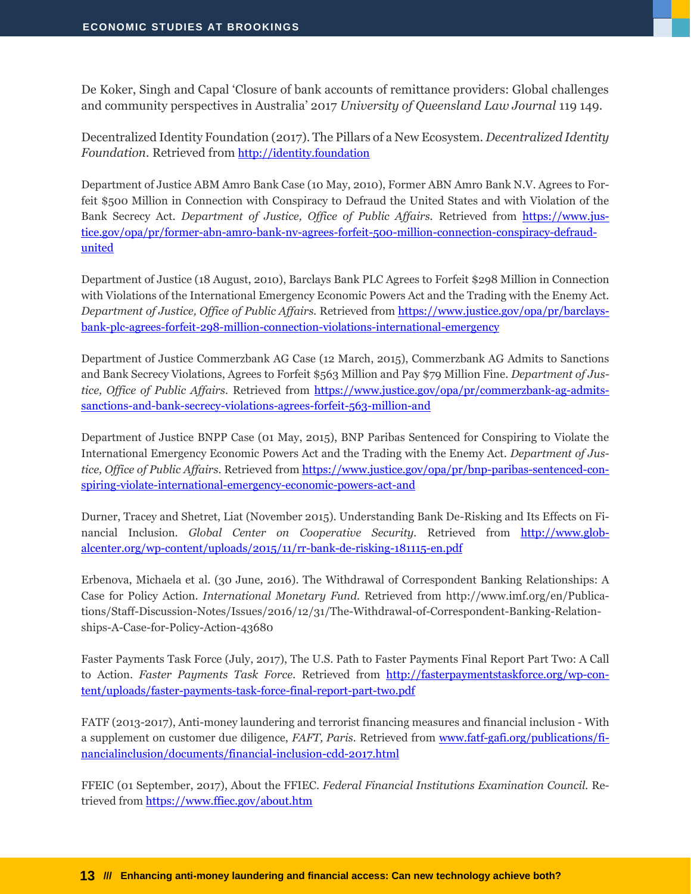De Koker, Singh and Capal 'Closure of bank accounts of remittance providers: Global challenges and community perspectives in Australia' 2017 *University of Queensland Law Journal* 119 149.

Decentralized Identity Foundation (2017). The Pillars of a New Ecosystem. *Decentralized Identity Foundation*. Retrieved from [http://identity.foundation](http://identity.foundation)

Department of Justice ABM Amro Bank Case (10 May, 2010), Former ABN Amro Bank N.V. Agrees to Forfeit $500 Million in Connection with Conspiracy to Defraud the United States and with Violation of the Bank Secrecy Act. *Department of Justice, Office of Public Affairs*. Retrieved from [https://www.justice.gov/opa/pr/former-abn-amro-bank-nv-agrees-forfeit-500-million-connection-conspiracy-defraud-united](https://www.justice.gov/opa/pr/former-abn-amro-bank-nv-agrees-forfeit-500-million-connection-conspiracy-defraud-united)

Department of Justice (18 August, 2010), Barclays Bank PLC Agrees to Forfeit $298 Million in Connection with Violations of the International Emergency Economic Powers Act and the Trading with the Enemy Act. *Department of Justice, Office of Public Affairs*. Retrieved from [https://www.justice.gov/opa/pr/barclays-bank-plc-agrees-forfeit-298-million-connection-violations-international-emergency](https://www.justice.gov/opa/pr/barclays-bank-plc-agrees-forfeit-298-million-connection-violations-international-emergency)

Department of Justice Commerzbank AG Case (12 March, 2015), Commerzbank AG Admits to Sanctions and Bank Secrecy Violations, Agrees to Forfeit $563 Million and Pay $79 Million Fine. *Department of Justice, Office of Public Affairs*. Retrieved from [https://www.justice.gov/opa/pr/commerzbank-ag-admits-sanctions-and-bank-secrecy-violations-agrees-forfeit-563-million-and](https://www.justice.gov/opa/pr/commerzbank-ag-admits-sanctions-and-bank-secrecy-violations-agrees-forfeit-563-million-and)

Department of Justice BNPP Case (01 May, 2015), BNP Paribas Sentenced for Conspiring to Violate the International Emergency Economic Powers Act and the Trading with the Enemy Act. *Department of Justice, Office of Public Affairs*. Retrieved from [https://www.justice.gov/opa/pr/bnp-paribas-sentenced-conspiring-violate-international-emergency-economic-powers-act-and](https://www.justice.gov/opa/pr/bnp-paribas-sentenced-conspiring-violate-international-emergency-economic-powers-act-and)

Durner, Tracey and Shetret, Liat (November 2015). Understanding Bank De-Risking and Its Effects on Financial Inclusion. *Global Center on Cooperative Security*. Retrieved from [http://www.globalcenter.org/wp-content/uploads/2015/11/rr-bank-de-risking-181115-en.pdf](http://www.globalcenter.org/wp-content/uploads/2015/11/rr-bank-de-risking-181115-en.pdf)

Erbenova, Michaela et al. (30 June, 2016). The Withdrawal of Correspondent Banking Relationships: A Case for Policy Action. *International Monetary Fund*. Retrieved from http://www.imf.org/en/Publications/Staff-Discussion-Notes/Issues/2016/12/31/The-Withdrawal-of-Correspondent-Banking-Relationships-A-Case-for-Policy-Action-43680

Faster Payments Task Force (July, 2017), The U.S. Path to Faster Payments Final Report Part Two: A Call to Action. *Faster Payments Task Force*. Retrieved from [http://fasterpaymentstaskforce.org/wp-content/uploads/faster-payments-task-force-final-report-part-two.pdf](http://fasterpaymentstaskforce.org/wp-content/uploads/faster-payments-task-force-final-report-part-two.pdf)

FATF (2013-2017), Anti-money laundering and terrorist financing measures and financial inclusion - With a supplement on customer due diligence, *FAFT, Paris*. Retrieved from [www.fatf-gafi.org/publications/financialinclusion/documents/financial-inclusion-cdd-2017.html](www.fatf-gafi.org/publications/financialinclusion/documents/financial-inclusion-cdd-2017.html)

FFEIC (01 September, 2017), About the FFIEC. *Federal Financial Institutions Examination Council*. Retrieved from [https://www.ffiec.gov/about.htm](https://www.ffiec.gov/about.htm)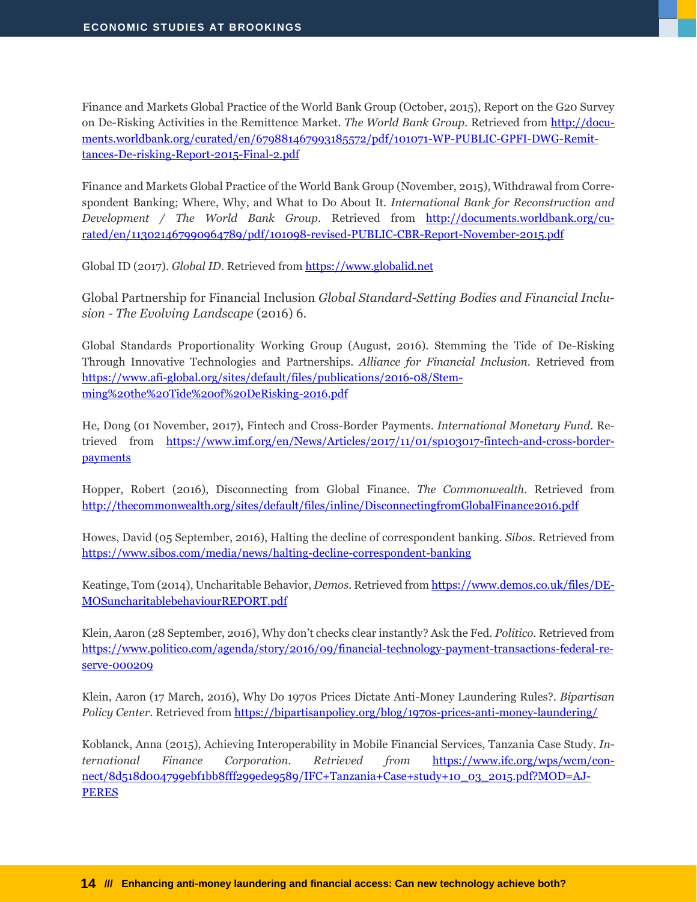Finance and Markets Global Practice of the World Bank Group (October, 2015), Report on the G20 Survey on De-Risking Activities in the Remittence Market. *The World Bank Group.* Retrieved from http://documents.worldbank.org/curated/en/679881467993185572/pdf/101071-WP-PUBLIC-GPFI-DWG-Remittances-De-risking-Report-2015-Final-2.pdf

Finance and Markets Global Practice of the World Bank Group (November, 2015), Withdrawal from Correspondent Banking; Where, Why, and What to Do About It. *International Bank for Reconstruction and Development / The World Bank Group.* Retrieved from http://documents.worldbank.org/curated/en/113021467990964789/pdf/101098-revised-PUBLIC-CBR-Report-November-2015.pdf

Global ID (2017). *Global ID.* Retrieved from https://www.globalid.net

Global Partnership for Financial Inclusion *Global Standard-Setting Bodies and Financial Inclusion - The Evolving Landscape* (2016) 6.

Global Standards Proportionality Working Group (August, 2016). Stemming the Tide of De-Risking Through Innovative Technologies and Partnerships. *Alliance for Financial Inclusion.* Retrieved from https://www.afi-global.org/sites/default/files/publications/2016-08/Stemming%20the%20Tide%20of%20DeRisking-2016.pdf

He, Dong (01 November, 2017), Fintech and Cross-Border Payments. *International Monetary Fund.* Retrieved from https://www.imf.org/en/News/Articles/2017/11/01/sp103017-fintech-and-cross-border-payments

Hopper, Robert (2016), Disconnecting from Global Finance. *The Commonwealth.* Retrieved from http://thecommonwealth.org/sites/default/files/inline/DisconnectingfromGlobalFinance2016.pdf

Howes, David (05 September, 2016), Halting the decline of correspondent banking. *Sibos.* Retrieved from https://www.sibos.com/media/news/halting-decline-correspondent-banking

Keatinge, Tom (2014), Uncharitable Behavior, *Demos.* Retrieved from https://www.demos.co.uk/files/DEMOSuncharitablebehaviourREPORT.pdf

Klein, Aaron (28 September, 2016), Why don't checks clear instantly? Ask the Fed. *Politico.* Retrieved from https://www.politico.com/agenda/story/2016/09/financial-technology-payment-transactions-federal-reserve-000209

Klein, Aaron (17 March, 2016), Why Do 1970s Prices Dictate Anti-Money Laundering Rules?. *Bipartisan Policy Center.* Retrieved from https://bipartisanpolicy.org/blog/1970s-prices-anti-money-laundering/

Koblanck, Anna (2015), Achieving Interoperability in Mobile Financial Services, Tanzania Case Study. *International Finance Corporation. Retrieved from* https://www.ifc.org/wps/wcm/connect/8d518d004799ebf1bb8fff299ede9589/IFC+Tanzania+Case+study+10_03_2015.pdf?MOD=AJPERES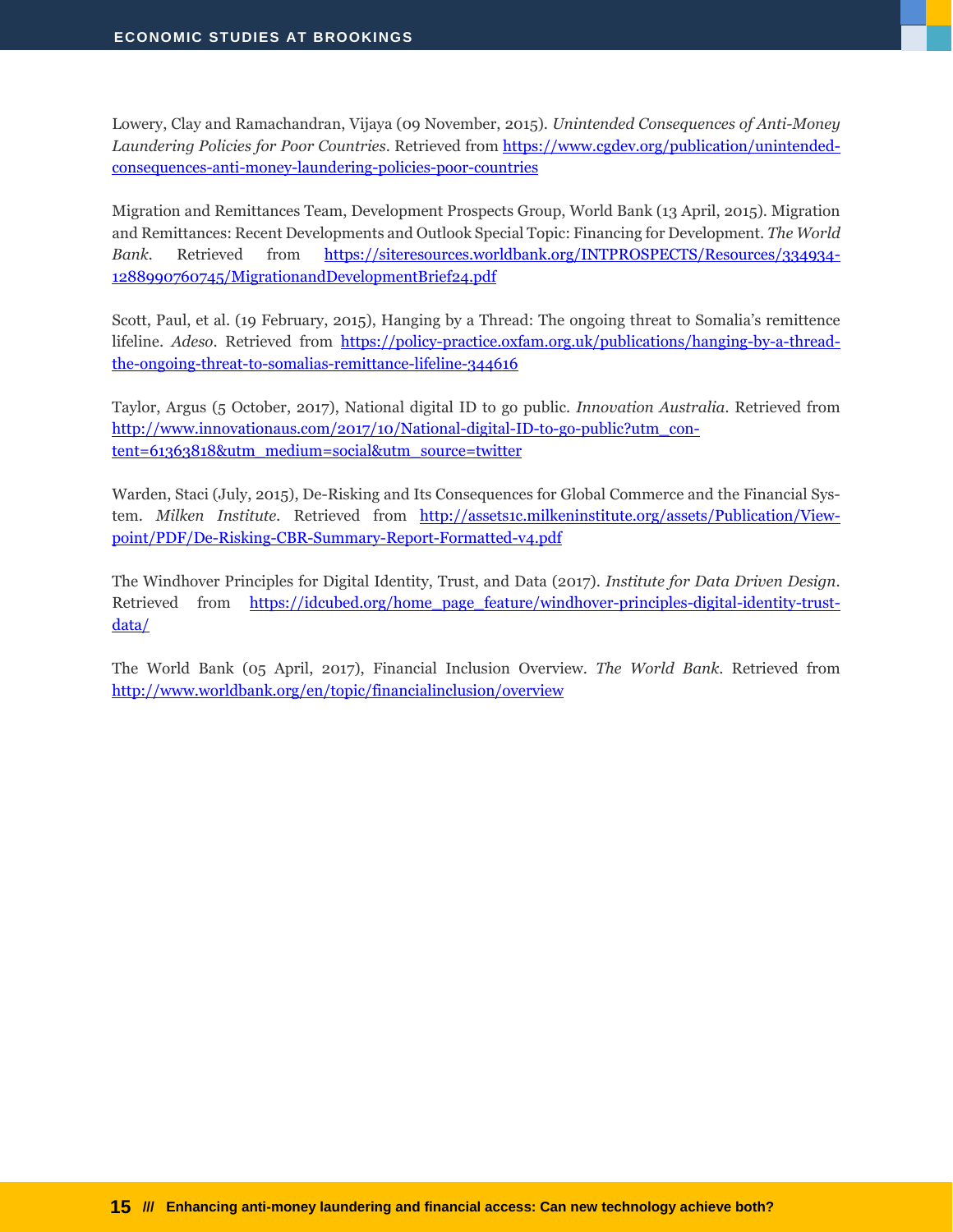Lowery, Clay and Ramachandran, Vijaya (09 November, 2015). *Unintended Consequences of Anti-Money Laundering Policies for Poor Countries*. Retrieved from https://www.cgdev.org/publication/unintended-consequences-anti-money-laundering-policies-poor-countries

Migration and Remittances Team, Development Prospects Group, World Bank (13 April, 2015). Migration and Remittances: Recent Developments and Outlook Special Topic: Financing for Development. *The World Bank*. Retrieved from https://siteresources.worldbank.org/INTPROSPECTS/Resources/334934-1288990760745/MigrationandDevelopmentBrief24.pdf

Scott, Paul, et al. (19 February, 2015), Hanging by a Thread: The ongoing threat to Somalia's remittence lifeline. *Adeso*. Retrieved from https://policy-practice.oxfam.org.uk/publications/hanging-by-a-thread-the-ongoing-threat-to-somalias-remittance-lifeline-344616

Taylor, Argus (5 October, 2017), National digital ID to go public. *Innovation Australia*. Retrieved from http://www.innovationaus.com/2017/10/National-digital-ID-to-go-public?utm_content=61363818&utm_medium=social&utm_source=twitter

Warden, Staci (July, 2015), De-Risking and Its Consequences for Global Commerce and the Financial System. *Milken Institute*. Retrieved from http://assets1c.milkeninstitute.org/assets/Publication/Viewpoint/PDF/De-Risking-CBR-Summary-Report-Formatted-v4.pdf

The Windhover Principles for Digital Identity, Trust, and Data (2017). *Institute for Data Driven Design*. Retrieved from https://idcubed.org/home_page_feature/windhover-principles-digital-identity-trust-data/

The World Bank (05 April, 2017), Financial Inclusion Overview. *The World Bank*. Retrieved from http://www.worldbank.org/en/topic/financialinclusion/overview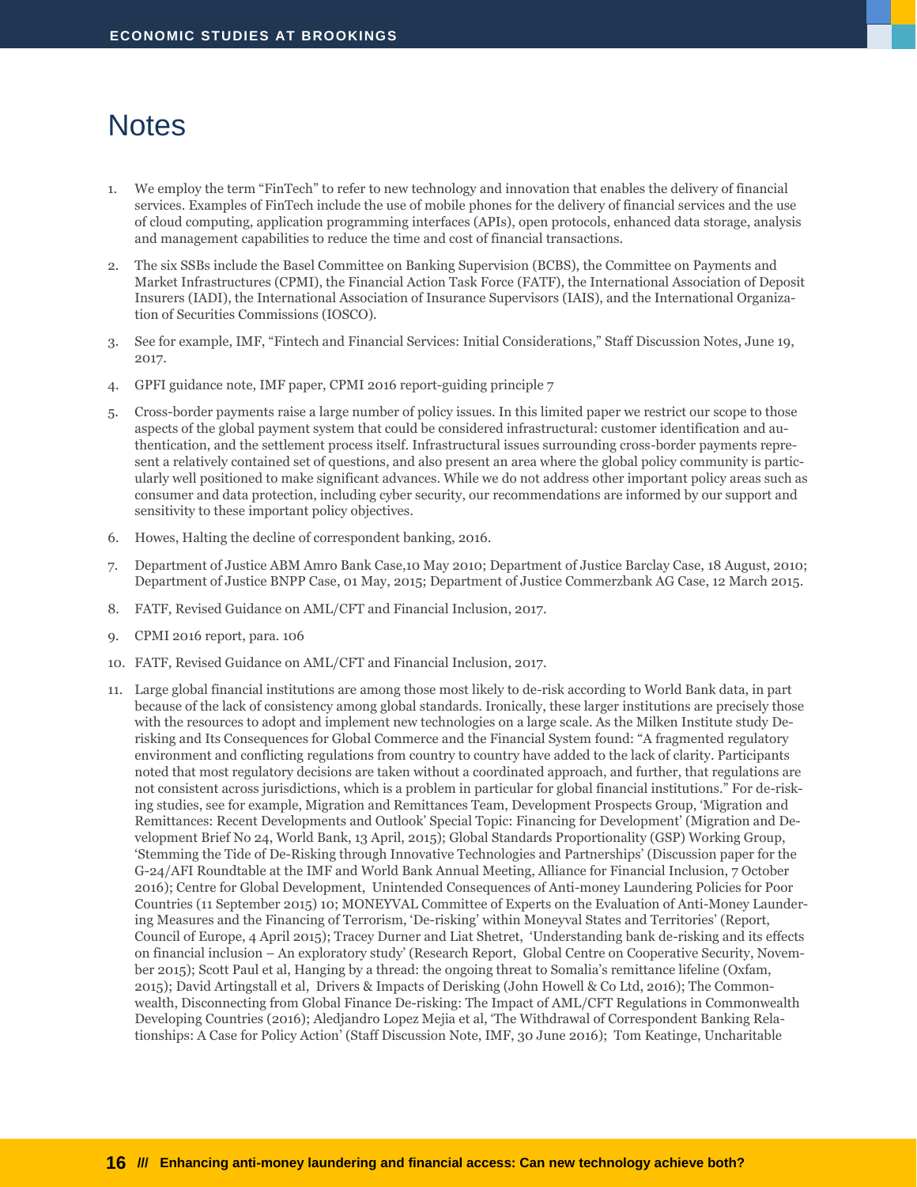# Notes

1. We employ the term “FinTech” to refer to new technology and innovation that enables the delivery of financial services. Examples of FinTech include the use of mobile phones for the delivery of financial services and the use of cloud computing, application programming interfaces (APIs), open protocols, enhanced data storage, analysis and management capabilities to reduce the time and cost of financial transactions.

2. The six SSBs include the Basel Committee on Banking Supervision (BCBS), the Committee on Payments and Market Infrastructures (CPMI), the Financial Action Task Force (FATF), the International Association of Deposit Insurers (IADI), the International Association of Insurance Supervisors (IAIS), and the International Organization of Securities Commissions (IOSCO).

3. See for example, IMF, “Fintech and Financial Services: Initial Considerations,” Staff Discussion Notes, June 19, 2017.

4. GPFI guidance note, IMF paper, CPMI 2016 report-guiding principle 7

5. Cross-border payments raise a large number of policy issues. In this limited paper we restrict our scope to those aspects of the global payment system that could be considered infrastructural: customer identification and authentication, and the settlement process itself. Infrastructural issues surrounding cross-border payments represent a relatively contained set of questions, and also present an area where the global policy community is particularly well positioned to make significant advances. While we do not address other important policy areas such as consumer and data protection, including cyber security, our recommendations are informed by our support and sensitivity to these important policy objectives.

6. Howes, Halting the decline of correspondent banking, 2016.

7. Department of Justice ABM Amro Bank Case,10 May 2010; Department of Justice Barclay Case, 18 August, 2010; Department of Justice BNPP Case, 01 May, 2015; Department of Justice Commerzbank AG Case, 12 March 2015.

8. FATF, Revised Guidance on AML/CFT and Financial Inclusion, 2017.

9. CPMI 2016 report, para. 106

10. FATF, Revised Guidance on AML/CFT and Financial Inclusion, 2017.

11. Large global financial institutions are among those most likely to de-risk according to World Bank data, in part because of the lack of consistency among global standards. Ironically, these larger institutions are precisely those with the resources to adopt and implement new technologies on a large scale. As the Milken Institute study De-risking and Its Consequences for Global Commerce and the Financial System found: “A fragmented regulatory environment and conflicting regulations from country to country have added to the lack of clarity. Participants noted that most regulatory decisions are taken without a coordinated approach, and further, that regulations are not consistent across jurisdictions, which is a problem in particular for global financial institutions.” For de-risking studies, see for example, Migration and Remittances Team, Development Prospects Group, ‘Migration and Remittances: Recent Developments and Outlook’ Special Topic: Financing for Development’ (Migration and Development Brief No 24, World Bank, 13 April, 2015); Global Standards Proportionality (GSP) Working Group, ‘Stemming the Tide of De-Risking through Innovative Technologies and Partnerships’ (Discussion paper for the G-24/AFI Roundtable at the IMF and World Bank Annual Meeting, Alliance for Financial Inclusion, 7 October 2016); Centre for Global Development, Unintended Consequences of Anti-money Laundering Policies for Poor Countries (11 September 2015) 10; MONEYVAL Committee of Experts on the Evaluation of Anti-Money Laundering Measures and the Financing of Terrorism, ‘De-risking’ within Moneyval States and Territories’ (Report, Council of Europe, 4 April 2015); Tracey Durner and Liat Shetret, ‘Understanding bank de-risking and its effects on financial inclusion – An exploratory study’ (Research Report, Global Centre on Cooperative Security, November 2015); Scott Paul et al, Hanging by a thread: the ongoing threat to Somalia’s remittance lifeline (Oxfam, 2015); David Artingstall et al, Drivers & Impacts of Derisking (John Howell & Co Ltd, 2016); The Commonwealth, Disconnecting from Global Finance De-risking: The Impact of AML/CFT Regulations in Commonwealth Developing Countries (2016); Aledjandro Lopez Mejia et al, ‘The Withdrawal of Correspondent Banking Relationships: A Case for Policy Action’ (Staff Discussion Note, IMF, 30 June 2016); Tom Keatinge, Uncharitable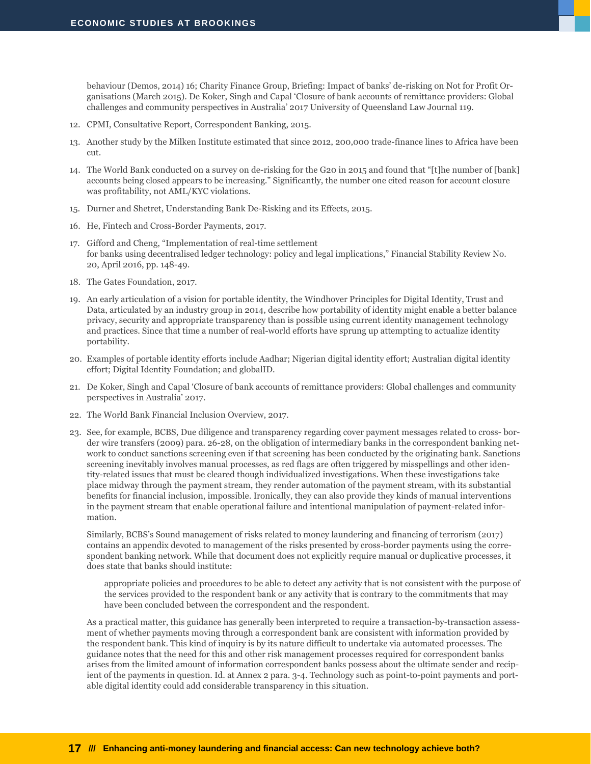behaviour (Demos, 2014) 16; Charity Finance Group, Briefing: Impact of banks' de-risking on Not for Profit Organisations (March 2015). De Koker, Singh and Capal 'Closure of bank accounts of remittance providers: Global challenges and community perspectives in Australia' 2017 University of Queensland Law Journal 119.

12. CPMI, Consultative Report, Correspondent Banking, 2015.

13. Another study by the Milken Institute estimated that since 2012, 200,000 trade-finance lines to Africa have been cut.

14. The World Bank conducted on a survey on de-risking for the G20 in 2015 and found that "[t]he number of [bank] accounts being closed appears to be increasing." Significantly, the number one cited reason for account closure was profitability, not AML/KYC violations.

15. Durner and Shetret, Understanding Bank De-Risking and its Effects, 2015.

16. He, Fintech and Cross-Border Payments, 2017.

17. Gifford and Cheng, "Implementation of real-time settlement for banks using decentralised ledger technology: policy and legal implications," Financial Stability Review No. 20, April 2016, pp. 148-49.

18. The Gates Foundation, 2017.

19. An early articulation of a vision for portable identity, the Windhover Principles for Digital Identity, Trust and Data, articulated by an industry group in 2014, describe how portability of identity might enable a better balance privacy, security and appropriate transparency than is possible using current identity management technology and practices. Since that time a number of real-world efforts have sprung up attempting to actualize identity portability.

20. Examples of portable identity efforts include Aadhar; Nigerian digital identity effort; Australian digital identity effort; Digital Identity Foundation; and globalID.

21. De Koker, Singh and Capal 'Closure of bank accounts of remittance providers: Global challenges and community perspectives in Australia' 2017.

22. The World Bank Financial Inclusion Overview, 2017.

23. See, for example, BCBS, Due diligence and transparency regarding cover payment messages related to cross- border wire transfers (2009) para. 26-28, on the obligation of intermediary banks in the correspondent banking network to conduct sanctions screening even if that screening has been conducted by the originating bank. Sanctions screening inevitably involves manual processes, as red flags are often triggered by misspellings and other identity-related issues that must be cleared though individualized investigations. When these investigations take place midway through the payment stream, they render automation of the payment stream, with its substantial benefits for financial inclusion, impossible. Ironically, they can also provide they kinds of manual interventions in the payment stream that enable operational failure and intentional manipulation of payment-related information.

    Similarly, BCBS's Sound management of risks related to money laundering and financing of terrorism (2017) contains an appendix devoted to management of the risks presented by cross-border payments using the correspondent banking network. While that document does not explicitly require manual or duplicative processes, it does state that banks should institute:

    > appropriate policies and procedures to be able to detect any activity that is not consistent with the purpose of the services provided to the respondent bank or any activity that is contrary to the commitments that may have been concluded between the correspondent and the respondent.

    As a practical matter, this guidance has generally been interpreted to require a transaction-by-transaction assessment of whether payments moving through a correspondent bank are consistent with information provided by the respondent bank. This kind of inquiry is by its nature difficult to undertake via automated processes. The guidance notes that the need for this and other risk management processes required for correspondent banks arises from the limited amount of information correspondent banks possess about the ultimate sender and recipient of the payments in question. Id. at Annex 2 para. 3-4. Technology such as point-to-point payments and portable digital identity could add considerable transparency in this situation.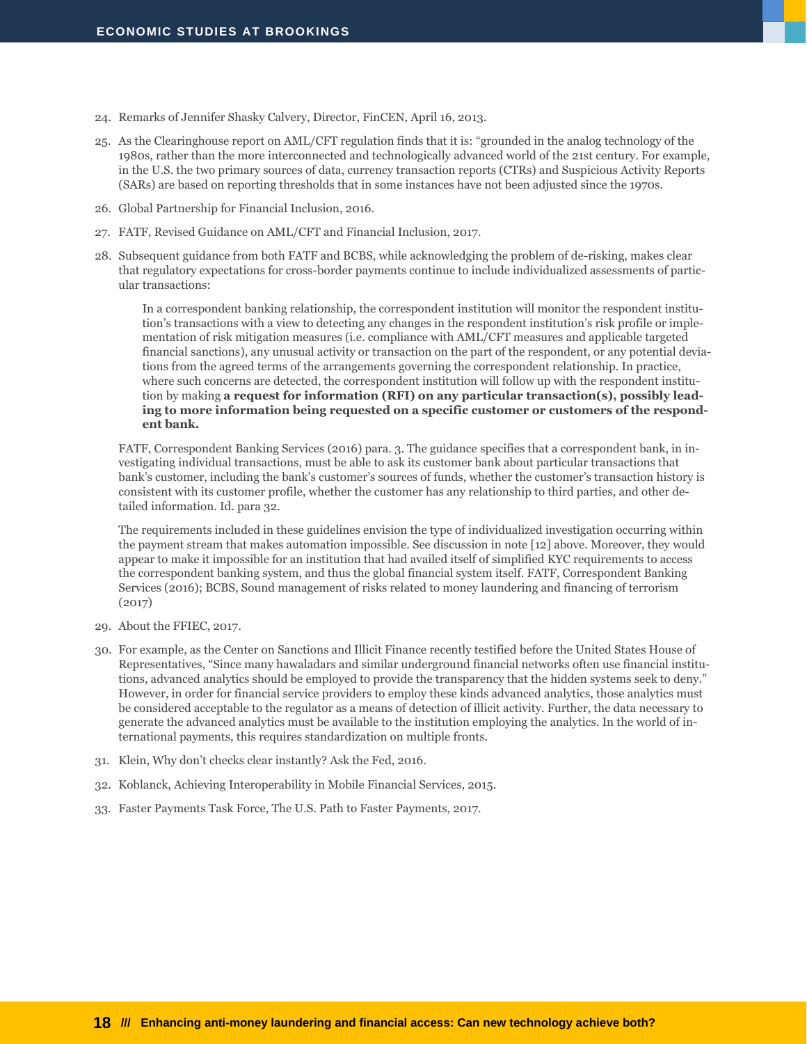24. Remarks of Jennifer Shasky Calvery, Director, FinCEN, April 16, 2013.

25. As the Clearinghouse report on AML/CFT regulation finds that it is: "grounded in the analog technology of the 1980s, rather than the more interconnected and technologically advanced world of the 21st century. For example, in the U.S. the two primary sources of data, currency transaction reports (CTRs) and Suspicious Activity Reports (SARs) are based on reporting thresholds that in some instances have not been adjusted since the 1970s.

26. Global Partnership for Financial Inclusion, 2016.

27. FATF, Revised Guidance on AML/CFT and Financial Inclusion, 2017.

28. Subsequent guidance from both FATF and BCBS, while acknowledging the problem of de-risking, makes clear that regulatory expectations for cross-border payments continue to include individualized assessments of particular transactions:

    > In a correspondent banking relationship, the correspondent institution will monitor the respondent institution's transactions with a view to detecting any changes in the respondent institution's risk profile or implementation of risk mitigation measures (i.e. compliance with AML/CFT measures and applicable targeted financial sanctions), any unusual activity or transaction on the part of the respondent, or any potential deviations from the agreed terms of the arrangements governing the correspondent relationship. In practice, where such concerns are detected, the correspondent institution will follow up with the respondent institution by making **a request for information (RFI) on any particular transaction(s), possibly leading to more information being requested on a specific customer or customers of the respondent bank.**

    FATF, Correspondent Banking Services (2016) para. 3. The guidance specifies that a correspondent bank, in investigating individual transactions, must be able to ask its customer bank about particular transactions that bank's customer, including the bank's customer's sources of funds, whether the customer's transaction history is consistent with its customer profile, whether the customer has any relationship to third parties, and other detailed information. Id. para 32.

    The requirements included in these guidelines envision the type of individualized investigation occurring within the payment stream that makes automation impossible. See discussion in note [12] above. Moreover, they would appear to make it impossible for an institution that had availed itself of simplified KYC requirements to access the correspondent banking system, and thus the global financial system itself. FATF, Correspondent Banking Services (2016); BCBS, Sound management of risks related to money laundering and financing of terrorism (2017)

29. About the FFIEC, 2017.

30. For example, as the Center on Sanctions and Illicit Finance recently testified before the United States House of Representatives, "Since many hawaladars and similar underground financial networks often use financial institutions, advanced analytics should be employed to provide the transparency that the hidden systems seek to deny." However, in order for financial service providers to employ these kinds advanced analytics, those analytics must be considered acceptable to the regulator as a means of detection of illicit activity. Further, the data necessary to generate the advanced analytics must be available to the institution employing the analytics. In the world of international payments, this requires standardization on multiple fronts.

31. Klein, Why don't checks clear instantly? Ask the Fed, 2016.

32. Koblanck, Achieving Interoperability in Mobile Financial Services, 2015.

33. Faster Payments Task Force, The U.S. Path to Faster Payments, 2017.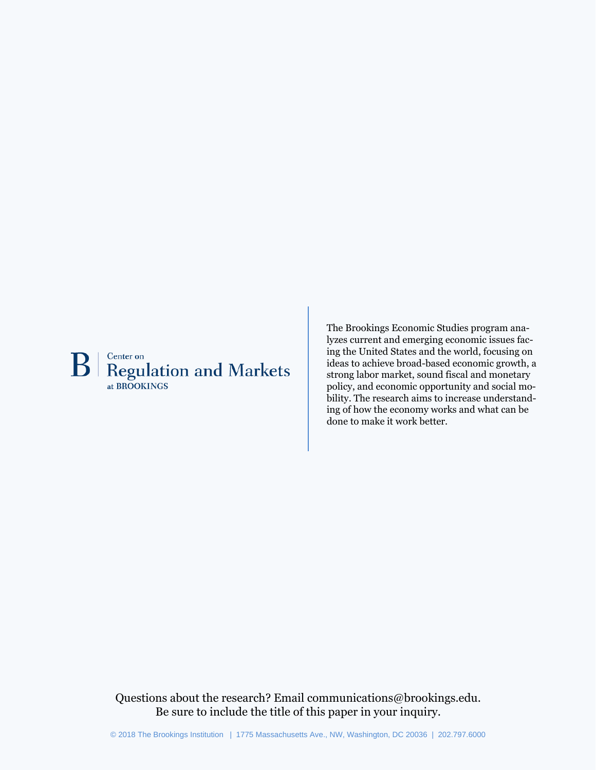B | Center on
Regulation and Markets
at BROOKINGS

The Brookings Economic Studies program analyzes current and emerging economic issues facing the United States and the world, focusing on ideas to achieve broad-based economic growth, a strong labor market, sound fiscal and monetary policy, and economic opportunity and social mobility. The research aims to increase understanding of how the economy works and what can be done to make it work better.

Questions about the research? Email communications@brookings.edu.
Be sure to include the title of this paper in your inquiry.

© 2018 The Brookings Institution | 1775 Massachusetts Ave., NW, Washington, DC 20036 | 202.797.6000